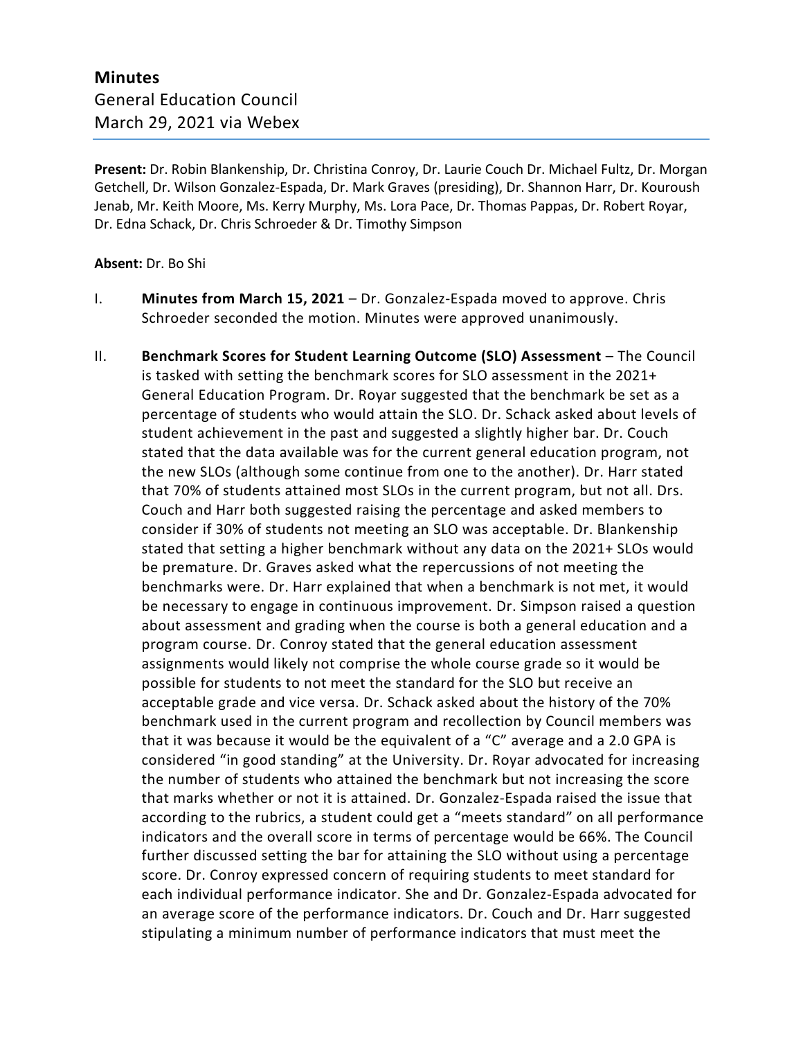**Minutes**

General Education Council

March 29, 2021 via Webex

**Present:** Dr. Robin Blankenship, Dr. Christina Conroy, Dr. Laurie Couch Dr. Michael Fultz, Dr. Morgan Getchell, Dr. Wilson Gonzalez-Espada, Dr. Mark Graves (presiding), Dr. Shannon Harr, Dr. Kouroush Jenab, Mr. Keith Moore, Ms. Kerry Murphy, Ms. Lora Pace, Dr. Thomas Pappas, Dr. Robert Royar, Dr. Edna Schack, Dr. Chris Schroeder & Dr. Timothy Simpson

**Absent:** Dr. Bo Shi

I. **Minutes from March 15, 2021** – Dr. Gonzalez-Espada moved to approve. Chris Schroeder seconded the motion. Minutes were approved unanimously.

II. **Benchmark Scores for Student Learning Outcome (SLO) Assessment** – The Council is tasked with setting the benchmark scores for SLO assessment in the 2021+ General Education Program. Dr. Royar suggested that the benchmark be set as a percentage of students who would attain the SLO. Dr. Schack asked about levels of student achievement in the past and suggested a slightly higher bar. Dr. Couch stated that the data available was for the current general education program, not the new SLOs (although some continue from one to the another). Dr. Harr stated that 70% of students attained most SLOs in the current program, but not all. Drs. Couch and Harr both suggested raising the percentage and asked members to consider if 30% of students not meeting an SLO was acceptable. Dr. Blankenship stated that setting a higher benchmark without any data on the 2021+ SLOs would be premature. Dr. Graves asked what the repercussions of not meeting the benchmarks were. Dr. Harr explained that when a benchmark is not met, it would be necessary to engage in continuous improvement. Dr. Simpson raised a question about assessment and grading when the course is both a general education and a program course. Dr. Conroy stated that the general education assessment assignments would likely not comprise the whole course grade so it would be possible for students to not meet the standard for the SLO but receive an acceptable grade and vice versa. Dr. Schack asked about the history of the 70% benchmark used in the current program and recollection by Council members was that it was because it would be the equivalent of a "C" average and a 2.0 GPA is considered "in good standing" at the University. Dr. Royar advocated for increasing the number of students who attained the benchmark but not increasing the score that marks whether or not it is attained. Dr. Gonzalez-Espada raised the issue that according to the rubrics, a student could get a "meets standard" on all performance indicators and the overall score in terms of percentage would be 66%. The Council further discussed setting the bar for attaining the SLO without using a percentage score. Dr. Conroy expressed concern of requiring students to meet standard for each individual performance indicator. She and Dr. Gonzalez-Espada advocated for an average score of the performance indicators. Dr. Couch and Dr. Harr suggested stipulating a minimum number of performance indicators that must meet the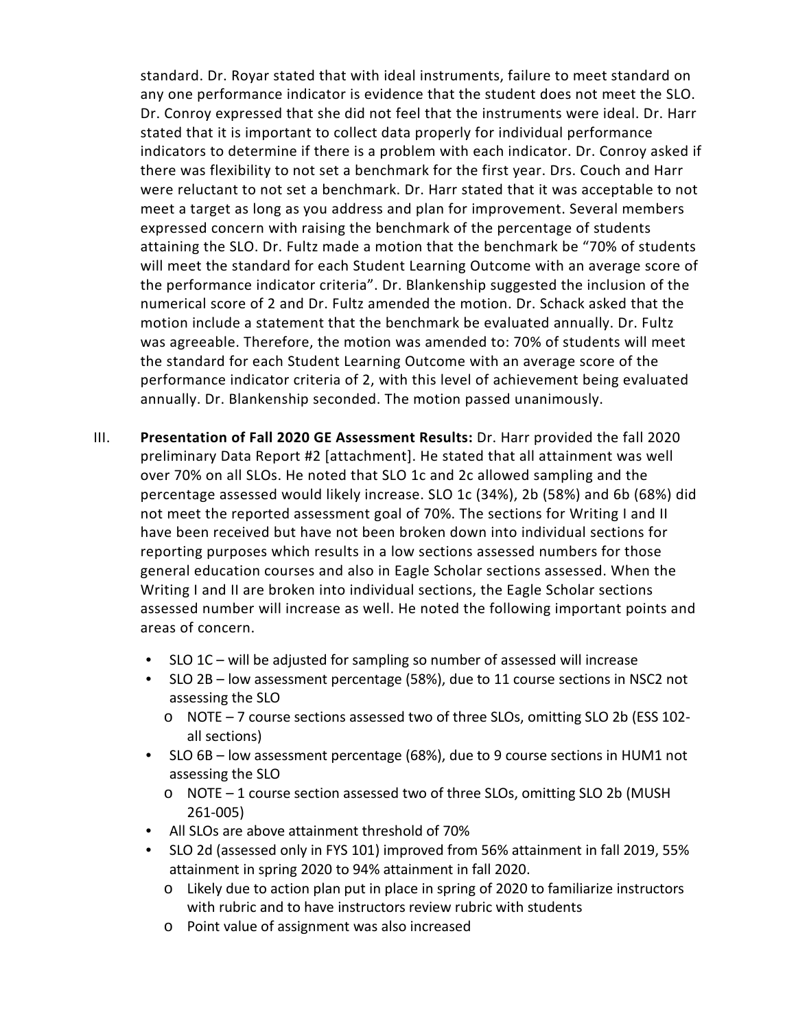standard. Dr. Royar stated that with ideal instruments, failure to meet standard on any one performance indicator is evidence that the student does not meet the SLO. Dr. Conroy expressed that she did not feel that the instruments were ideal. Dr. Harr stated that it is important to collect data properly for individual performance indicators to determine if there is a problem with each indicator. Dr. Conroy asked if there was flexibility to not set a benchmark for the first year. Drs. Couch and Harr were reluctant to not set a benchmark. Dr. Harr stated that it was acceptable to not meet a target as long as you address and plan for improvement. Several members expressed concern with raising the benchmark of the percentage of students attaining the SLO. Dr. Fultz made a motion that the benchmark be "70% of students will meet the standard for each Student Learning Outcome with an average score of the performance indicator criteria". Dr. Blankenship suggested the inclusion of the numerical score of 2 and Dr. Fultz amended the motion. Dr. Schack asked that the motion include a statement that the benchmark be evaluated annually. Dr. Fultz was agreeable. Therefore, the motion was amended to: 70% of students will meet the standard for each Student Learning Outcome with an average score of the performance indicator criteria of 2, with this level of achievement being evaluated annually. Dr. Blankenship seconded. The motion passed unanimously.

III. **Presentation of Fall 2020 GE Assessment Results:** Dr. Harr provided the fall 2020 preliminary Data Report #2 [attachment]. He stated that all attainment was well over 70% on all SLOs. He noted that SLO 1c and 2c allowed sampling and the percentage assessed would likely increase. SLO 1c (34%), 2b (58%) and 6b (68%) did not meet the reported assessment goal of 70%. The sections for Writing I and II have been received but have not been broken down into individual sections for reporting purposes which results in a low sections assessed numbers for those general education courses and also in Eagle Scholar sections assessed. When the Writing I and II are broken into individual sections, the Eagle Scholar sections assessed number will increase as well. He noted the following important points and areas of concern.

- SLO 1C – will be adjusted for sampling so number of assessed will increase
- SLO 2B – low assessment percentage (58%), due to 11 course sections in NSC2 not assessing the SLO
  - NOTE – 7 course sections assessed two of three SLOs, omitting SLO 2b (ESS 102-all sections)
- SLO 6B – low assessment percentage (68%), due to 9 course sections in HUM1 not assessing the SLO
  - NOTE – 1 course section assessed two of three SLOs, omitting SLO 2b (MUSH 261-005)
- All SLOs are above attainment threshold of 70%
- SLO 2d (assessed only in FYS 101) improved from 56% attainment in fall 2019, 55% attainment in spring 2020 to 94% attainment in fall 2020.
  - Likely due to action plan put in place in spring of 2020 to familiarize instructors with rubric and to have instructors review rubric with students
  - Point value of assignment was also increased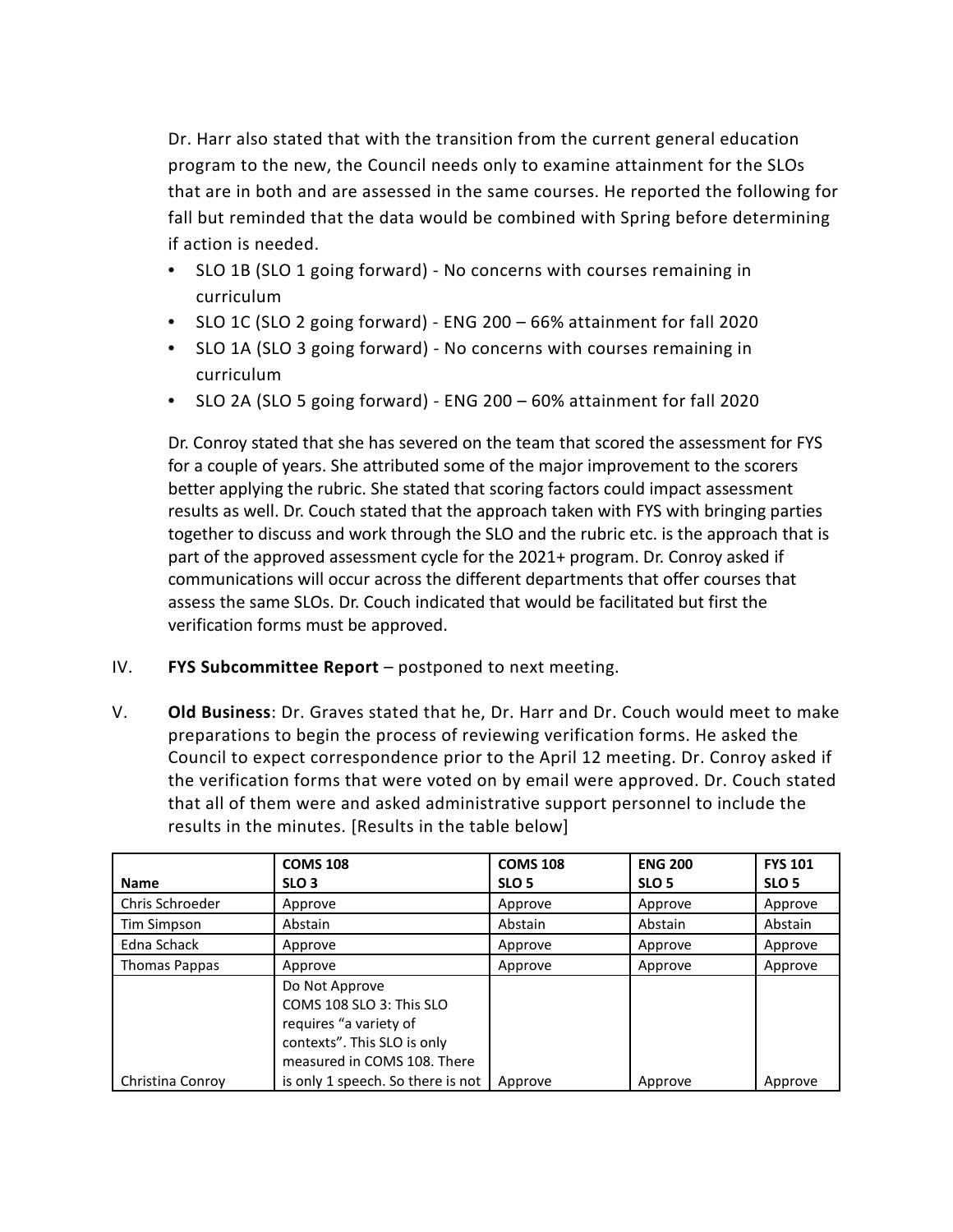Dr. Harr also stated that with the transition from the current general education program to the new, the Council needs only to examine attainment for the SLOs that are in both and are assessed in the same courses. He reported the following for fall but reminded that the data would be combined with Spring before determining if action is needed.

- SLO 1B (SLO 1 going forward) - No concerns with courses remaining in curriculum
- SLO 1C (SLO 2 going forward) - ENG 200 – 66% attainment for fall 2020
- SLO 1A (SLO 3 going forward) - No concerns with courses remaining in curriculum
- SLO 2A (SLO 5 going forward) - ENG 200 – 60% attainment for fall 2020

Dr. Conroy stated that she has severed on the team that scored the assessment for FYS for a couple of years. She attributed some of the major improvement to the scorers better applying the rubric. She stated that scoring factors could impact assessment results as well. Dr. Couch stated that the approach taken with FYS with bringing parties together to discuss and work through the SLO and the rubric etc. is the approach that is part of the approved assessment cycle for the 2021+ program. Dr. Conroy asked if communications will occur across the different departments that offer courses that assess the same SLOs. Dr. Couch indicated that would be facilitated but first the verification forms must be approved.

IV. **FYS Subcommittee Report** – postponed to next meeting.

V. **Old Business**: Dr. Graves stated that he, Dr. Harr and Dr. Couch would meet to make preparations to begin the process of reviewing verification forms. He asked the Council to expect correspondence prior to the April 12 meeting. Dr. Conroy asked if the verification forms that were voted on by email were approved. Dr. Couch stated that all of them were and asked administrative support personnel to include the results in the minutes. [Results in the table below]

| Name | COMS 108 SLO 3 | COMS 108 SLO 5 | ENG 200 SLO 5 | FYS 101 SLO 5 |
|---|---|---|---|---|
| Chris Schroeder | Approve | Approve | Approve | Approve |
| Tim Simpson | Abstain | Abstain | Abstain | Abstain |
| Edna Schack | Approve | Approve | Approve | Approve |
| Thomas Pappas | Approve | Approve | Approve | Approve |
| Christina Conroy | Do Not Approve COMS 108 SLO 3: This SLO requires "a variety of contexts". This SLO is only measured in COMS 108. There is only 1 speech. So there is not | Approve | Approve | Approve |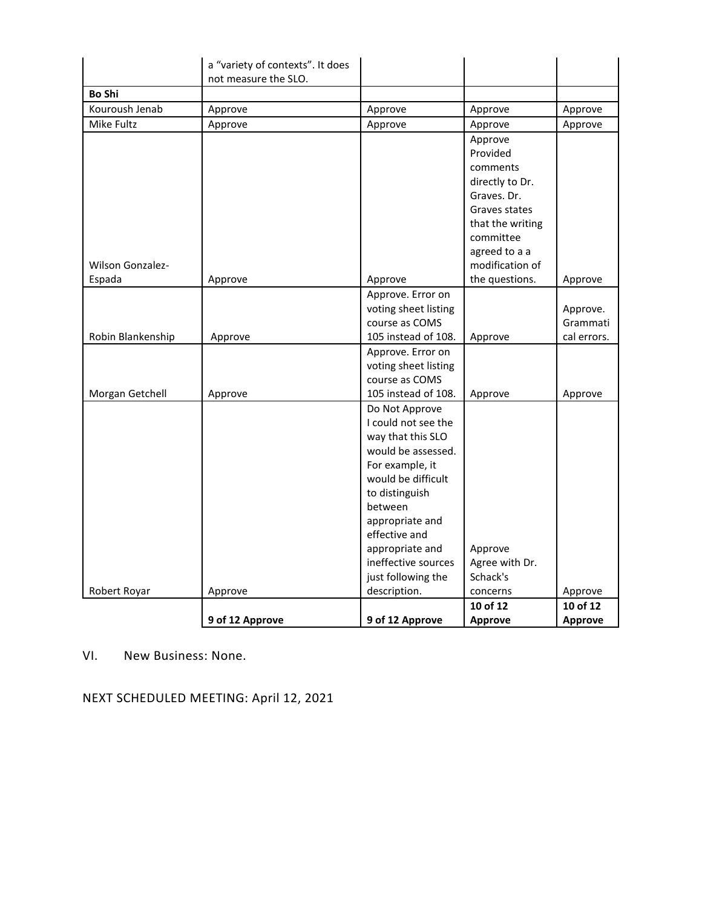| | | | | |
|---|---|---|---|---|
| | a “variety of contexts”. It does not measure the SLO. | | | |
| **Bo Shi** | | | | |
| Kouroush Jenab | Approve | Approve | Approve | Approve |
| Mike Fultz | Approve | Approve | Approve | Approve |
| Wilson Gonzalez-Espada | Approve | Approve | Approve Provided comments directly to Dr. Graves. Dr. Graves states that the writing committee agreed to a a modification of the questions. | Approve |
| Robin Blankenship | Approve | Approve. Error on voting sheet listing course as COMS 105 instead of 108. | Approve | Approve. Grammatical errors. |
| Morgan Getchell | Approve | Approve. Error on voting sheet listing course as COMS 105 instead of 108. | Approve | Approve |
| Robert Royar | Approve | Do Not Approve I could not see the way that this SLO would be assessed. For example, it would be difficult to distinguish between appropriate and effective and appropriate and ineffective sources just following the description. | Approve Agree with Dr. Schack's concerns | Approve |
| | **9 of 12 Approve** | **9 of 12 Approve** | **10 of 12 Approve** | **10 of 12 Approve** |

VI. New Business: None.

NEXT SCHEDULED MEETING: April 12, 2021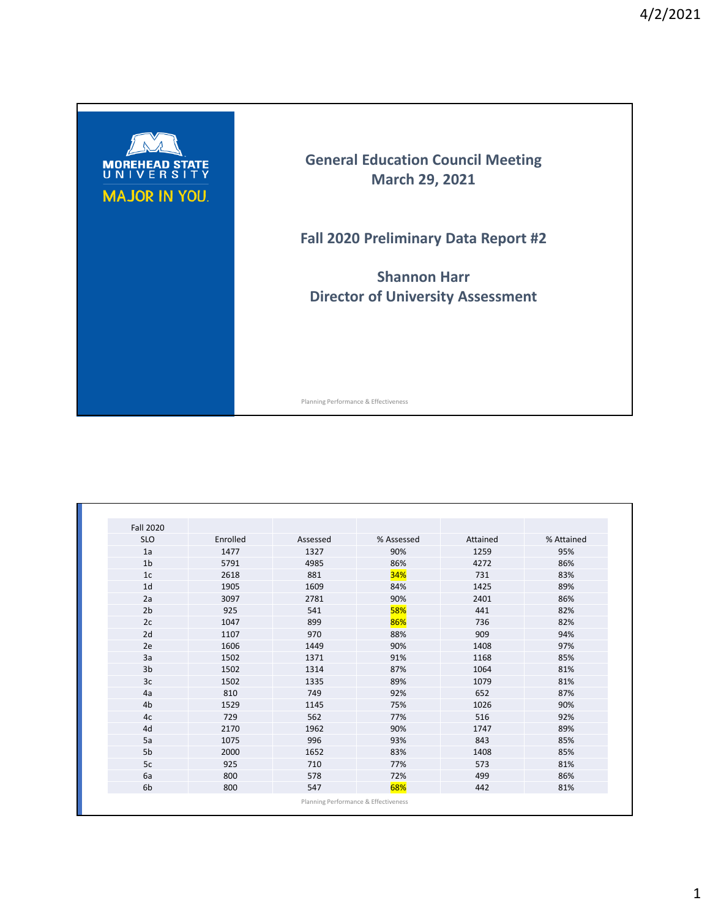# General Education Council Meeting
## March 29, 2021

## Fall 2020 Preliminary Data Report #2

**Shannon Harr**
**Director of University Assessment**

Planning Performance & Effectiveness

| Fall 2020 SLO | Enrolled | Assessed | % Assessed | Attained | % Attained |
|---|---|---|---|---|---|
| 1a | 1477 | 1327 | 90% | 1259 | 95% |
| 1b | 5791 | 4985 | 86% | 4272 | 86% |
| 1c | 2618 | 881 | 34% | 731 | 83% |
| 1d | 1905 | 1609 | 84% | 1425 | 89% |
| 2a | 3097 | 2781 | 90% | 2401 | 86% |
| 2b | 925 | 541 | 58% | 441 | 82% |
| 2c | 1047 | 899 | 86% | 736 | 82% |
| 2d | 1107 | 970 | 88% | 909 | 94% |
| 2e | 1606 | 1449 | 90% | 1408 | 97% |
| 3a | 1502 | 1371 | 91% | 1168 | 85% |
| 3b | 1502 | 1314 | 87% | 1064 | 81% |
| 3c | 1502 | 1335 | 89% | 1079 | 81% |
| 4a | 810 | 749 | 92% | 652 | 87% |
| 4b | 1529 | 1145 | 75% | 1026 | 90% |
| 4c | 729 | 562 | 77% | 516 | 92% |
| 4d | 2170 | 1962 | 90% | 1747 | 89% |
| 5a | 1075 | 996 | 93% | 843 | 85% |
| 5b | 2000 | 1652 | 83% | 1408 | 85% |
| 5c | 925 | 710 | 77% | 573 | 81% |
| 6a | 800 | 578 | 72% | 499 | 86% |
| 6b | 800 | 547 | 68% | 442 | 81% |

Planning Performance & Effectiveness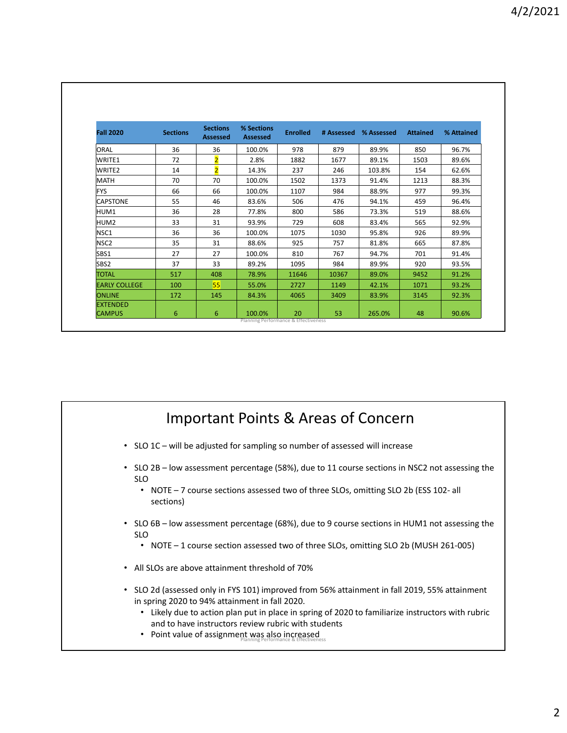| Fall 2020 | Sections | Sections Assessed | % Sections Assessed | Enrolled | # Assessed | % Assessed | Attained | % Attained |
|---|---|---|---|---|---|---|---|---|
| ORAL | 36 | 36 | 100.0% | 978 | 879 | 89.9% | 850 | 96.7% |
| WRITE1 | 72 | 2 | 2.8% | 1882 | 1677 | 89.1% | 1503 | 89.6% |
| WRITE2 | 14 | 2 | 14.3% | 237 | 246 | 103.8% | 154 | 62.6% |
| MATH | 70 | 70 | 100.0% | 1502 | 1373 | 91.4% | 1213 | 88.3% |
| FYS | 66 | 66 | 100.0% | 1107 | 984 | 88.9% | 977 | 99.3% |
| CAPSTONE | 55 | 46 | 83.6% | 506 | 476 | 94.1% | 459 | 96.4% |
| HUM1 | 36 | 28 | 77.8% | 800 | 586 | 73.3% | 519 | 88.6% |
| HUM2 | 33 | 31 | 93.9% | 729 | 608 | 83.4% | 565 | 92.9% |
| NSC1 | 36 | 36 | 100.0% | 1075 | 1030 | 95.8% | 926 | 89.9% |
| NSC2 | 35 | 31 | 88.6% | 925 | 757 | 81.8% | 665 | 87.8% |
| SBS1 | 27 | 27 | 100.0% | 810 | 767 | 94.7% | 701 | 91.4% |
| SBS2 | 37 | 33 | 89.2% | 1095 | 984 | 89.9% | 920 | 93.5% |
| TOTAL | 517 | 408 | 78.9% | 11646 | 10367 | 89.0% | 9452 | 91.2% |
| EARLY COLLEGE | 100 | 55 | 55.0% | 2727 | 1149 | 42.1% | 1071 | 93.2% |
| ONLINE | 172 | 145 | 84.3% | 4065 | 3409 | 83.9% | 3145 | 92.3% |
| EXTENDED CAMPUS | 6 | 6 | 100.0% | 20 | 53 | 265.0% | 48 | 90.6% |

Planning Performance & Effectiveness

# Important Points & Areas of Concern

- SLO 1C – will be adjusted for sampling so number of assessed will increase
- SLO 2B – low assessment percentage (58%), due to 11 course sections in NSC2 not assessing the SLO
  - NOTE – 7 course sections assessed two of three SLOs, omitting SLO 2b (ESS 102- all sections)
- SLO 6B – low assessment percentage (68%), due to 9 course sections in HUM1 not assessing the SLO
  - NOTE – 1 course section assessed two of three SLOs, omitting SLO 2b (MUSH 261-005)
- All SLOs are above attainment threshold of 70%
- SLO 2d (assessed only in FYS 101) improved from 56% attainment in fall 2019, 55% attainment in spring 2020 to 94% attainment in fall 2020.
  - Likely due to action plan put in place in spring of 2020 to familiarize instructors with rubric and to have instructors review rubric with students
  - Point value of assignment was also increased

Planning Performance & Effectiveness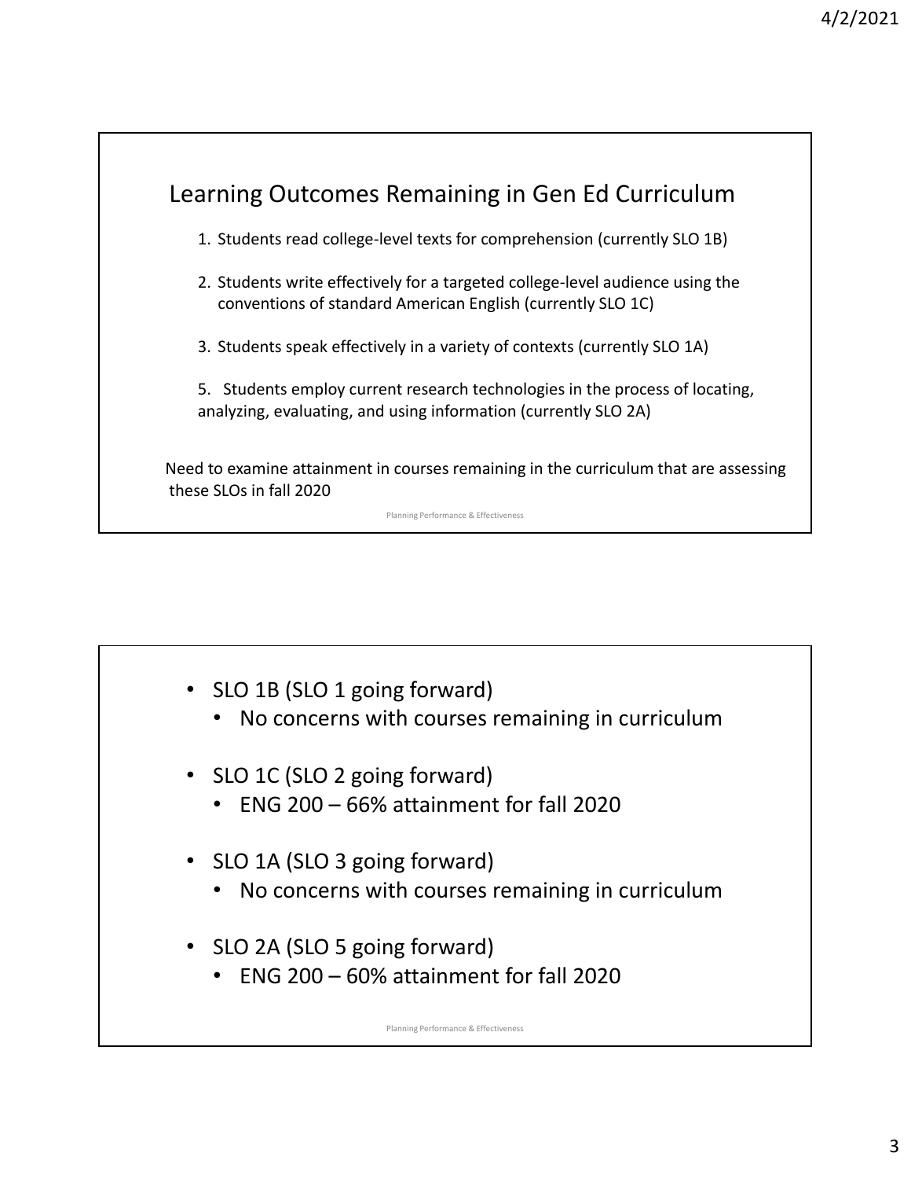## Learning Outcomes Remaining in Gen Ed Curriculum

1. Students read college-level texts for comprehension (currently SLO 1B)
2. Students write effectively for a targeted college-level audience using the conventions of standard American English (currently SLO 1C)
3. Students speak effectively in a variety of contexts (currently SLO 1A)

5. Students employ current research technologies in the process of locating, analyzing, evaluating, and using information (currently SLO 2A)

Need to examine attainment in courses remaining in the curriculum that are assessing these SLOs in fall 2020

Planning Performance & Effectiveness

- SLO 1B (SLO 1 going forward)
  - No concerns with courses remaining in curriculum
- SLO 1C (SLO 2 going forward)
  - ENG 200 – 66% attainment for fall 2020
- SLO 1A (SLO 3 going forward)
  - No concerns with courses remaining in curriculum
- SLO 2A (SLO 5 going forward)
  - ENG 200 – 60% attainment for fall 2020

Planning Performance & Effectiveness